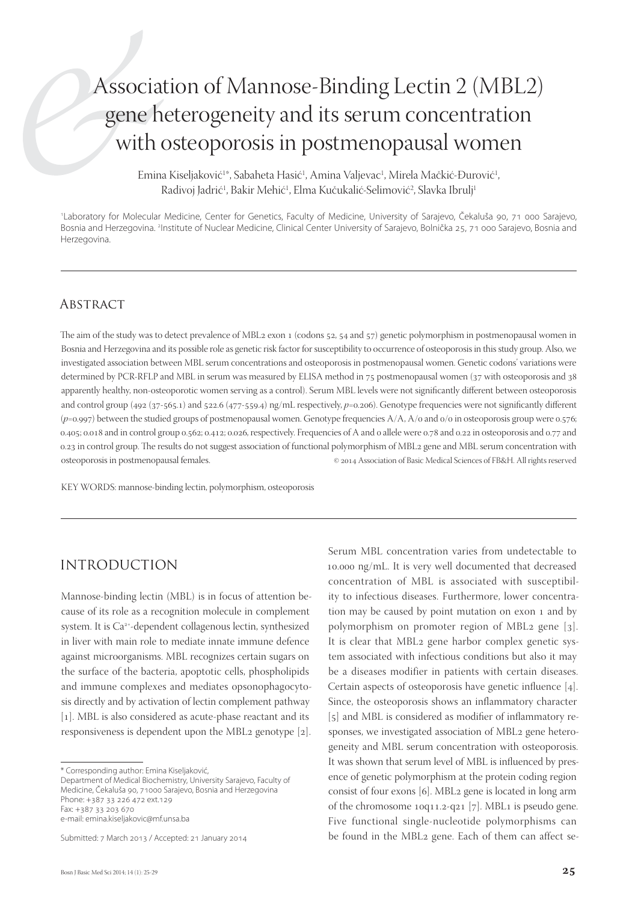# Association of Mannose-Binding Lectin 2 (MBL2) gene heterogeneity and its serum concentration with osteoporosis in postmenopausal women

Emina Kiseljaković[1*], Sabaheta Hasić[1], Amina Valjevac[1], Mirela Maćkić-Đurović[1], Radivoj Jadrić[1], Bakir Mehić[1], Elma Kučukalić-Selimović[2], Slavka Ibrulj[1]

[1]Laboratory for Molecular Medicine, Center for Genetics, Faculty of Medicine, University of Sarajevo, Čekaluša 90, 71 000 Sarajevo, Bosnia and Herzegovina. [2]Institute of Nuclear Medicine, Clinical Center University of Sarajevo, Bolnička 25, 71 000 Sarajevo, Bosnia and Herzegovina.

## Abstract

The aim of the study was to detect prevalence of MBL2 exon 1 (codons 52, 54 and 57) genetic polymorphism in postmenopausal women in Bosnia and Herzegovina and its possible role as genetic risk factor for susceptibility to occurrence of osteoporosis in this study group. Also, we investigated association between MBL serum concentrations and osteoporosis in postmenopausal women. Genetic codons' variations were determined by PCR-RFLP and MBL in serum was measured by ELISA method in 75 postmenopausal women (37 with osteoporosis and 38 apparently healthy, non-osteoporotic women serving as a control). Serum MBL levels were not significantly different between osteoporosis and control group (492 (37-565.1) and 522.6 (477-559.4) ng/mL respectively, $p$=0.206). Genotype frequencies were not significantly different ($p$=0.997) between the studied groups of postmenopausal women. Genotype frequencies A/A, A/0 and 0/0 in osteoporosis group were 0.576; 0.405; 0.018 and in control group 0.562; 0.412; 0.026, respectively. Frequencies of A and 0 allele were 0.78 and 0.22 in osteoporosis and 0.77 and 0.23 in control group. The results do not suggest association of functional polymorphism of MBL2 gene and MBL serum concentration with osteoporosis in postmenopausal females. © 2014 Association of Basic Medical Sciences of FB&H. All rights reserved

KEY WORDS: mannose-binding lectin, polymorphism, osteoporosis

## Introduction

Mannose-binding lectin (MBL) is in focus of attention because of its role as a recognition molecule in complement system. It is $Ca^{2+}$-dependent collagenous lectin, synthesized in liver with main role to mediate innate immune defence against microorganisms. MBL recognizes certain sugars on the surface of the bacteria, apoptotic cells, phospholipids and immune complexes and mediates opsonophagocytosis directly and by activation of lectin complement pathway [1]. MBL is also considered as acute-phase reactant and its responsiveness is dependent upon the MBL2 genotype [2].

Serum MBL concentration varies from undetectable to 10.000 ng/mL. It is very well documented that decreased concentration of MBL is associated with susceptibility to infectious diseases. Furthermore, lower concentration may be caused by point mutation on exon 1 and by polymorphism on promoter region of MBL2 gene [3]. It is clear that MBL2 gene harbor complex genetic system associated with infectious conditions but also it may be a diseases modifier in patients with certain diseases. Certain aspects of osteoporosis have genetic influence [4]. Since, the osteoporosis shows an inflammatory character [5] and MBL is considered as modifier of inflammatory responses, we investigated association of MBL2 gene heterogeneity and MBL serum concentration with osteoporosis. It was shown that serum level of MBL is influenced by presence of genetic polymorphism at the protein coding region consist of four exons [6]. MBL2 gene is located in long arm of the chromosome 10q11.2-q21 [7]. MBL1 is pseudo gene. Five functional single-nucleotide polymorphisms can be found in the MBL2 gene. Each of them can affect se-

\* Corresponding author: Emina Kiseljaković,
Department of Medical Biochemistry, University Sarajevo, Faculty of Medicine, Čekaluša 90, 71000 Sarajevo, Bosnia and Herzegovina
Phone: +387 33 226 472 ext.129
Fax: +387 33 203 670
e-mail: emina.kiseljakovic@mf.unsa.ba

Submitted: 7 March 2013 / Accepted: 21 January 2014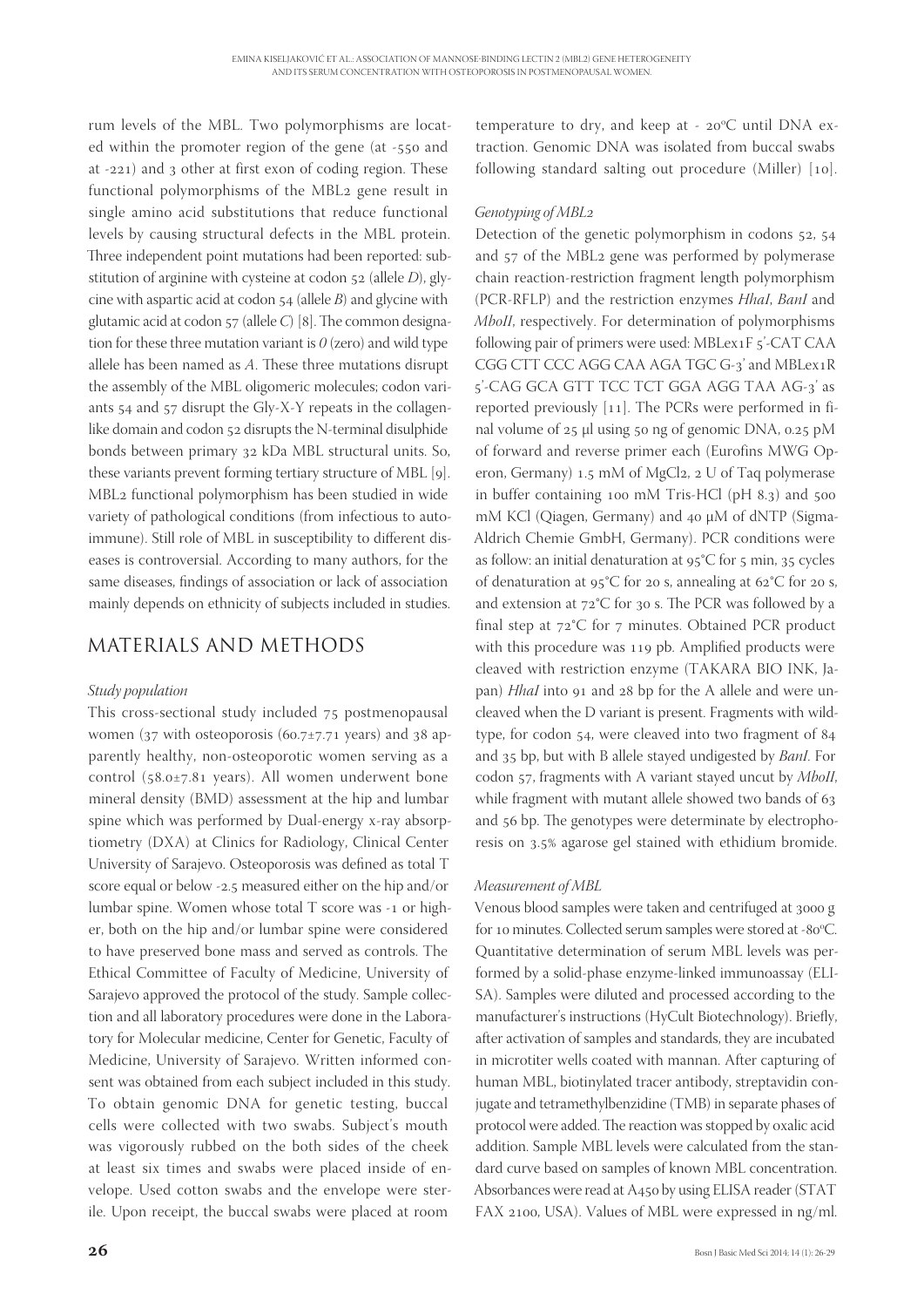rum levels of the MBL. Two polymorphisms are located within the promoter region of the gene (at -550 and at -221) and 3 other at first exon of coding region. These functional polymorphisms of the MBL2 gene result in single amino acid substitutions that reduce functional levels by causing structural defects in the MBL protein. Three independent point mutations had been reported: substitution of arginine with cysteine at codon 52 (allele *D*), glycine with aspartic acid at codon 54 (allele *B*) and glycine with glutamic acid at codon 57 (allele *C*) [8]. The common designation for these three mutation variant is *0* (zero) and wild type allele has been named as *A*. These three mutations disrupt the assembly of the MBL oligomeric molecules; codon variants 54 and 57 disrupt the Gly-X-Y repeats in the collagen-like domain and codon 52 disrupts the N-terminal disulphide bonds between primary 32 kDa MBL structural units. So, these variants prevent forming tertiary structure of MBL [9]. MBL2 functional polymorphism has been studied in wide variety of pathological conditions (from infectious to autoimmune). Still role of MBL in susceptibility to different diseases is controversial. According to many authors, for the same diseases, findings of association or lack of association mainly depends on ethnicity of subjects included in studies.

## MATERIALS AND METHODS

### *Study population*

This cross-sectional study included 75 postmenopausal women (37 with osteoporosis (60.7±7.71 years) and 38 apparently healthy, non-osteoporotic women serving as a control (58.0±7.81 years). All women underwent bone mineral density (BMD) assessment at the hip and lumbar spine which was performed by Dual-energy x-ray absorptiometry (DXA) at Clinics for Radiology, Clinical Center University of Sarajevo. Osteoporosis was defined as total T score equal or below -2.5 measured either on the hip and/or lumbar spine. Women whose total T score was -1 or higher, both on the hip and/or lumbar spine were considered to have preserved bone mass and served as controls. The Ethical Committee of Faculty of Medicine, University of Sarajevo approved the protocol of the study. Sample collection and all laboratory procedures were done in the Laboratory for Molecular medicine, Center for Genetic, Faculty of Medicine, University of Sarajevo. Written informed consent was obtained from each subject included in this study. To obtain genomic DNA for genetic testing, buccal cells were collected with two swabs. Subject's mouth was vigorously rubbed on the both sides of the cheek at least six times and swabs were placed inside of envelope. Used cotton swabs and the envelope were sterile. Upon receipt, the buccal swabs were placed at room temperature to dry, and keep at - 20°C until DNA extraction. Genomic DNA was isolated from buccal swabs following standard salting out procedure (Miller) [10].

### *Genotyping of MBL2*

Detection of the genetic polymorphism in codons 52, 54 and 57 of the MBL2 gene was performed by polymerase chain reaction-restriction fragment length polymorphism (PCR-RFLP) and the restriction enzymes *HhaI*, *BanI* and *MboII*, respectively. For determination of polymorphisms following pair of primers were used: MBLex1F 5'-CAT CAA CGG CTT CCC AGG CAA AGA TGC G-3' and MBLex1R 5'-CAG GCA GTT TCC TCT GGA AGG TAA AG-3' as reported previously [11]. The PCRs were performed in final volume of 25 µl using 50 ng of genomic DNA, 0.25 pM of forward and reverse primer each (Eurofins MWG Operon, Germany) 1.5 mM of $MgCl_2$, 2 U of Taq polymerase in buffer containing 100 mM Tris-HCl (pH 8.3) and 500 mM KCl (Qiagen, Germany) and 40 µM of dNTP (Sigma-Aldrich Chemie GmbH, Germany). PCR conditions were as follow: an initial denaturation at 95°C for 5 min, 35 cycles of denaturation at 95°C for 20 s, annealing at 62°C for 20 s, and extension at 72°C for 30 s. The PCR was followed by a final step at 72°C for 7 minutes. Obtained PCR product with this procedure was 119 pb. Amplified products were cleaved with restriction enzyme (TAKARA BIO INK, Japan) *HhaI* into 91 and 28 bp for the A allele and were uncleaved when the D variant is present. Fragments with wild-type, for codon 54, were cleaved into two fragment of 84 and 35 bp, but with B allele stayed undigested by *BanI*. For codon 57, fragments with A variant stayed uncut by *MboII*, while fragment with mutant allele showed two bands of 63 and 56 bp. The genotypes were determinate by electrophoresis on 3.5% agarose gel stained with ethidium bromide.

### *Measurement of MBL*

Venous blood samples were taken and centrifuged at 3000 g for 10 minutes. Collected serum samples were stored at -80°C. Quantitative determination of serum MBL levels was performed by a solid-phase enzyme-linked immunoassay (ELISA). Samples were diluted and processed according to the manufacturer's instructions (HyCult Biotechnology). Briefly, after activation of samples and standards, they are incubated in microtiter wells coated with mannan. After capturing of human MBL, biotinylated tracer antibody, streptavidin conjugate and tetramethylbenzidine (TMB) in separate phases of protocol were added. The reaction was stopped by oxalic acid addition. Sample MBL levels were calculated from the standard curve based on samples of known MBL concentration. Absorbances were read at A450 by using ELISA reader (STAT FAX 2100, USA). Values of MBL were expressed in ng/ml.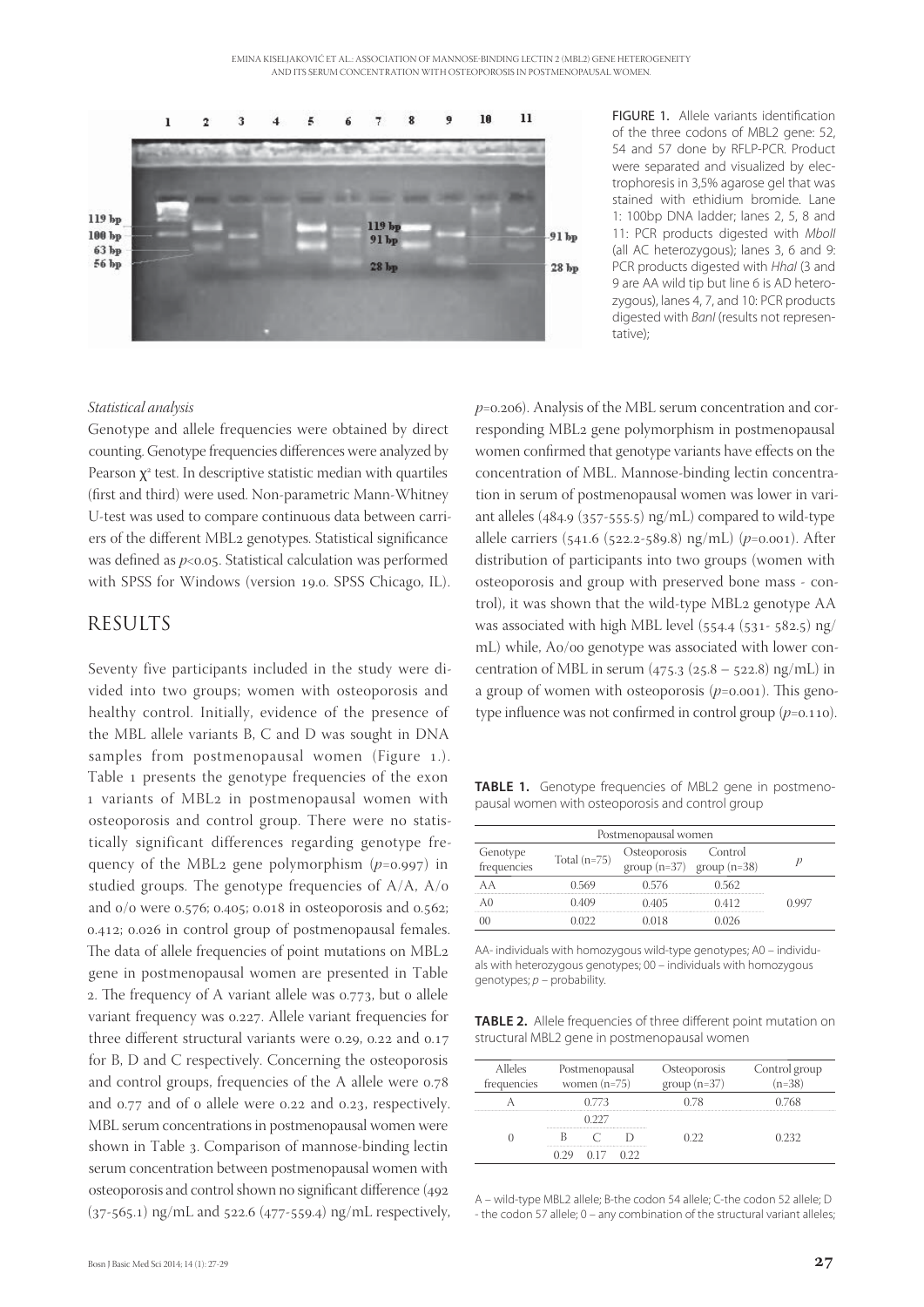FIGURE 1. Allele variants identification of the three codons of MBL2 gene: 52, 54 and 57 done by RFLP-PCR. Product were separated and visualized by electrophoresis in 3,5% agarose gel that was stained with ethidium bromide. Lane 1: 100bp DNA ladder; lanes 2, 5, 8 and 11: PCR products digested with *MboII* (all AC heterozygous); lanes 3, 6 and 9: PCR products digested with *HhaI* (3 and 9 are AA wild tip but line 6 is AD heterozygous), lanes 4, 7, and 10: PCR products digested with *BanI* (results not representative);

### *Statistical analysis*

Genotype and allele frequencies were obtained by direct counting. Genotype frequencies differences were analyzed by Pearson $\chi^2$ test. In descriptive statistic median with quartiles (first and third) were used. Non-parametric Mann-Whitney U-test was used to compare continuous data between carriers of the different MBL2 genotypes. Statistical significance was defined as $p<0.05$. Statistical calculation was performed with SPSS for Windows (version 19.0. SPSS Chicago, IL).

## RESULTS

Seventy five participants included in the study were divided into two groups; women with osteoporosis and healthy control. Initially, evidence of the presence of the MBL allele variants B, C and D was sought in DNA samples from postmenopausal women (Figure 1.). Table 1 presents the genotype frequencies of the exon 1 variants of MBL2 in postmenopausal women with osteoporosis and control group. There were no statistically significant differences regarding genotype frequency of the MBL2 gene polymorphism ($p=0.997$) in studied groups. The genotype frequencies of A/A, A/0 and 0/0 were 0.576; 0.405; 0.018 in osteoporosis and 0.562; 0.412; 0.026 in control group of postmenopausal females. The data of allele frequencies of point mutations on MBL2 gene in postmenopausal women are presented in Table 2. The frequency of A variant allele was 0.773, but 0 allele variant frequency was 0.227. Allele variant frequencies for three different structural variants were 0.29, 0.22 and 0.17 for B, D and C respectively. Concerning the osteoporosis and control groups, frequencies of the A allele were 0.78 and 0.77 and of 0 allele were 0.22 and 0.23, respectively. MBL serum concentrations in postmenopausal women were shown in Table 3. Comparison of mannose-binding lectin serum concentration between postmenopausal women with osteoporosis and control shown no significant difference (492 (37-565.1) ng/mL and 522.6 (477-559.4) ng/mL respectively, $p=0.206$). Analysis of the MBL serum concentration and corresponding MBL2 gene polymorphism in postmenopausal women confirmed that genotype variants have effects on the concentration of MBL. Mannose-binding lectin concentration in serum of postmenopausal women was lower in variant alleles (484.9 (357-555.5) ng/mL) compared to wild-type allele carriers (541.6 (522.2-589.8) ng/mL) ($p=0.001$). After distribution of participants into two groups (women with osteoporosis and group with preserved bone mass - control), it was shown that the wild-type MBL2 genotype AA was associated with high MBL level (554.4 (531- 582.5) ng/mL) while, A0/00 genotype was associated with lower concentration of MBL in serum (475.3 (25.8 – 522.8) ng/mL) in a group of women with osteoporosis ($p=0.001$). This genotype influence was not confirmed in control group ($p=0.110$).

**TABLE 1.** Genotype frequencies of MBL2 gene in postmenopausal women with osteoporosis and control group

| Postmenopausal women | | | | |
|---|---|---|---|---|
| Genotype frequencies | Total (n=75) | Osteoporosis group (n=37) | Control group (n=38) | *p* |
| AA | 0.569 | 0.576 | 0.562 | |
| A0 | 0.409 | 0.405 | 0.412 | 0.997 |
| 00 | 0.022 | 0.018 | 0.026 | |

AA- individuals with homozygous wild-type genotypes; A0 – individuals with heterozygous genotypes; 00 – individuals with homozygous genotypes; *p* – probability.

**TABLE 2.** Allele frequencies of three different point mutation on structural MBL2 gene in postmenopausal women

| Alleles frequencies | Postmenopausal women (n=75) | | | Osteoporosis group (n=37) | Control group (n=38) |
|---|---|---|---|---|---|
| A | 0.773 | | | 0.78 | 0.768 |
| 0 | 0.227 | | | 0.22 | 0.232 |
| | B | C | D | | |
| | 0.29 | 0.17 | 0.22 | | |

A – wild-type MBL2 allele; B-the codon 54 allele; C-the codon 52 allele; D - the codon 57 allele; 0 – any combination of the structural variant alleles;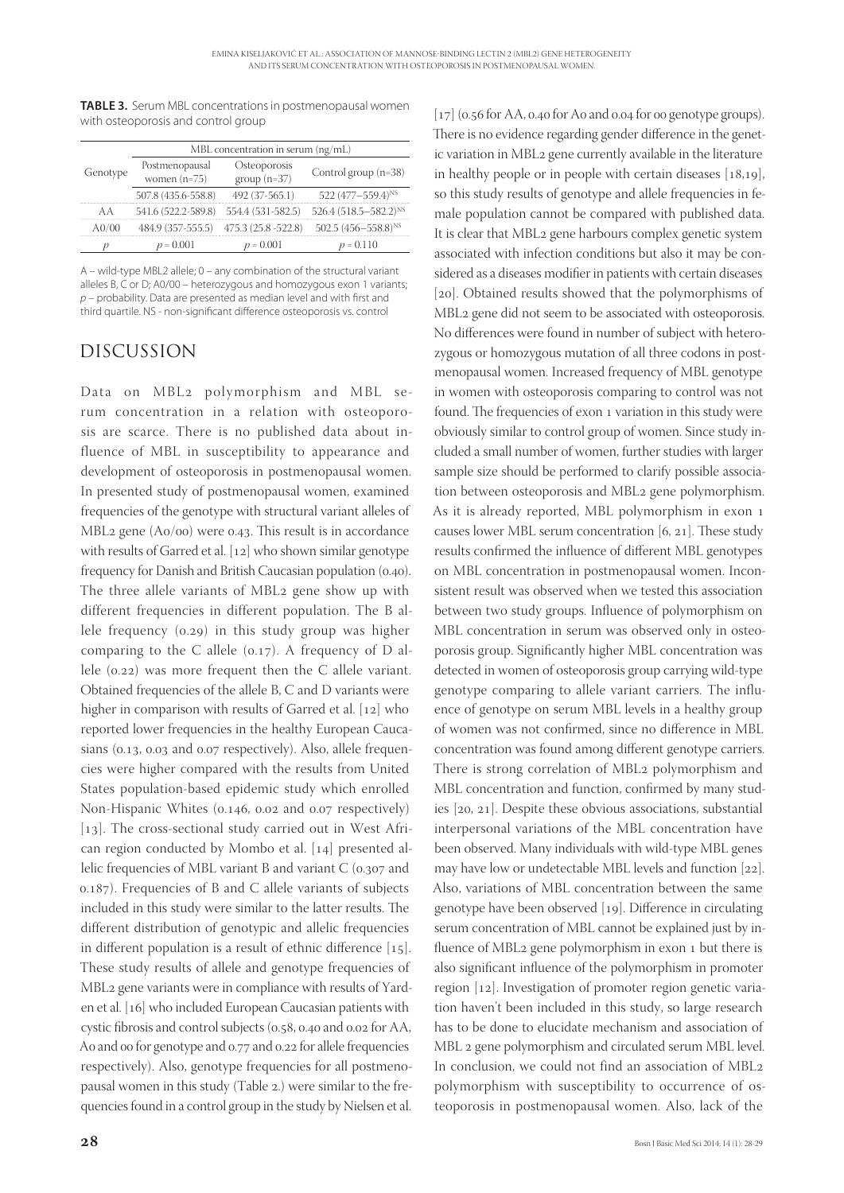**TABLE 3.** Serum MBL concentrations in postmenopausal women with osteoporosis and control group

| Genotype | MBL concentration in serum (ng/mL) | | |
|---|---|---|---|
| | Postmenopausal women (n=75) | Osteoporosis group (n=37) | Control group (n=38) |
| | 507.8 (435.6-558.8) | 492 (37-565.1) | 522 (477–559.4)[NS] |
| AA | 541.6 (522.2-589.8) | 554.4 (531-582.5) | 526.4 (518.5–582.2)[NS] |
| A0/00 | 484.9 (357-555.5) | 475.3 (25.8 -522.8) | 502.5 (456–558.8)[NS] |
| $p$ | $p = 0.001$ | $p = 0.001$ | $p = 0.110$ |

A – wild-type MBL2 allele; 0 – any combination of the structural variant alleles B, C or D; A0/00 – heterozygous and homozygous exon 1 variants; $p$ – probability. Data are presented as median level and with first and third quartile. NS - non-significant difference osteoporosis vs. control

## DISCUSSION

Data on MBL2 polymorphism and MBL serum concentration in a relation with osteoporosis are scarce. There is no published data about influence of MBL in susceptibility to appearance and development of osteoporosis in postmenopausal women. In presented study of postmenopausal women, examined frequencies of the genotype with structural variant alleles of MBL2 gene (A0/00) were 0.43. This result is in accordance with results of Garred et al. [12] who shown similar genotype frequency for Danish and British Caucasian population (0.40). The three allele variants of MBL2 gene show up with different frequencies in different population. The B allele frequency (0.29) in this study group was higher comparing to the C allele (0.17). A frequency of D allele (0.22) was more frequent then the C allele variant. Obtained frequencies of the allele B, C and D variants were higher in comparison with results of Garred et al. [12] who reported lower frequencies in the healthy European Caucasians (0.13, 0.03 and 0.07 respectively). Also, allele frequencies were higher compared with the results from United States population-based epidemic study which enrolled Non-Hispanic Whites (0.146, 0.02 and 0.07 respectively) [13]. The cross-sectional study carried out in West African region conducted by Mombo et al. [14] presented allelic frequencies of MBL variant B and variant C (0.307 and 0.187). Frequencies of B and C allele variants of subjects included in this study were similar to the latter results. The different distribution of genotypic and allelic frequencies in different population is a result of ethnic difference [15]. These study results of allele and genotype frequencies of MBL2 gene variants were in compliance with results of Yarden et al. [16] who included European Caucasian patients with cystic fibrosis and control subjects (0.58, 0.40 and 0.02 for AA, A0 and 00 for genotype and 0.77 and 0.22 for allele frequencies respectively). Also, genotype frequencies for all postmenopausal women in this study (Table 2.) were similar to the frequencies found in a control group in the study by Nielsen et al. [17] (0.56 for AA, 0.40 for A0 and 0.04 for 00 genotype groups). There is no evidence regarding gender difference in the genetic variation in MBL2 gene currently available in the literature in healthy people or in people with certain diseases [18,19], so this study results of genotype and allele frequencies in female population cannot be compared with published data. It is clear that MBL2 gene harbours complex genetic system associated with infection conditions but also it may be considered as a diseases modifier in patients with certain diseases [20]. Obtained results showed that the polymorphisms of MBL2 gene did not seem to be associated with osteoporosis. No differences were found in number of subject with heterozygous or homozygous mutation of all three codons in postmenopausal women. Increased frequency of MBL genotype in women with osteoporosis comparing to control was not found. The frequencies of exon 1 variation in this study were obviously similar to control group of women. Since study included a small number of women, further studies with larger sample size should be performed to clarify possible association between osteoporosis and MBL2 gene polymorphism. As it is already reported, MBL polymorphism in exon 1 causes lower MBL serum concentration [6, 21]. These study results confirmed the influence of different MBL genotypes on MBL concentration in postmenopausal women. Inconsistent result was observed when we tested this association between two study groups. Influence of polymorphism on MBL concentration in serum was observed only in osteoporosis group. Significantly higher MBL concentration was detected in women of osteoporosis group carrying wild-type genotype comparing to allele variant carriers. The influence of genotype on serum MBL levels in a healthy group of women was not confirmed, since no difference in MBL concentration was found among different genotype carriers. There is strong correlation of MBL2 polymorphism and MBL concentration and function, confirmed by many studies [20, 21]. Despite these obvious associations, substantial interpersonal variations of the MBL concentration have been observed. Many individuals with wild-type MBL genes may have low or undetectable MBL levels and function [22]. Also, variations of MBL concentration between the same genotype have been observed [19]. Difference in circulating serum concentration of MBL cannot be explained just by influence of MBL2 gene polymorphism in exon 1 but there is also significant influence of the polymorphism in promoter region [12]. Investigation of promoter region genetic variation haven't been included in this study, so large research has to be done to elucidate mechanism and association of MBL 2 gene polymorphism and circulated serum MBL level. In conclusion, we could not find an association of MBL2 polymorphism with susceptibility to occurrence of osteoporosis in postmenopausal women. Also, lack of the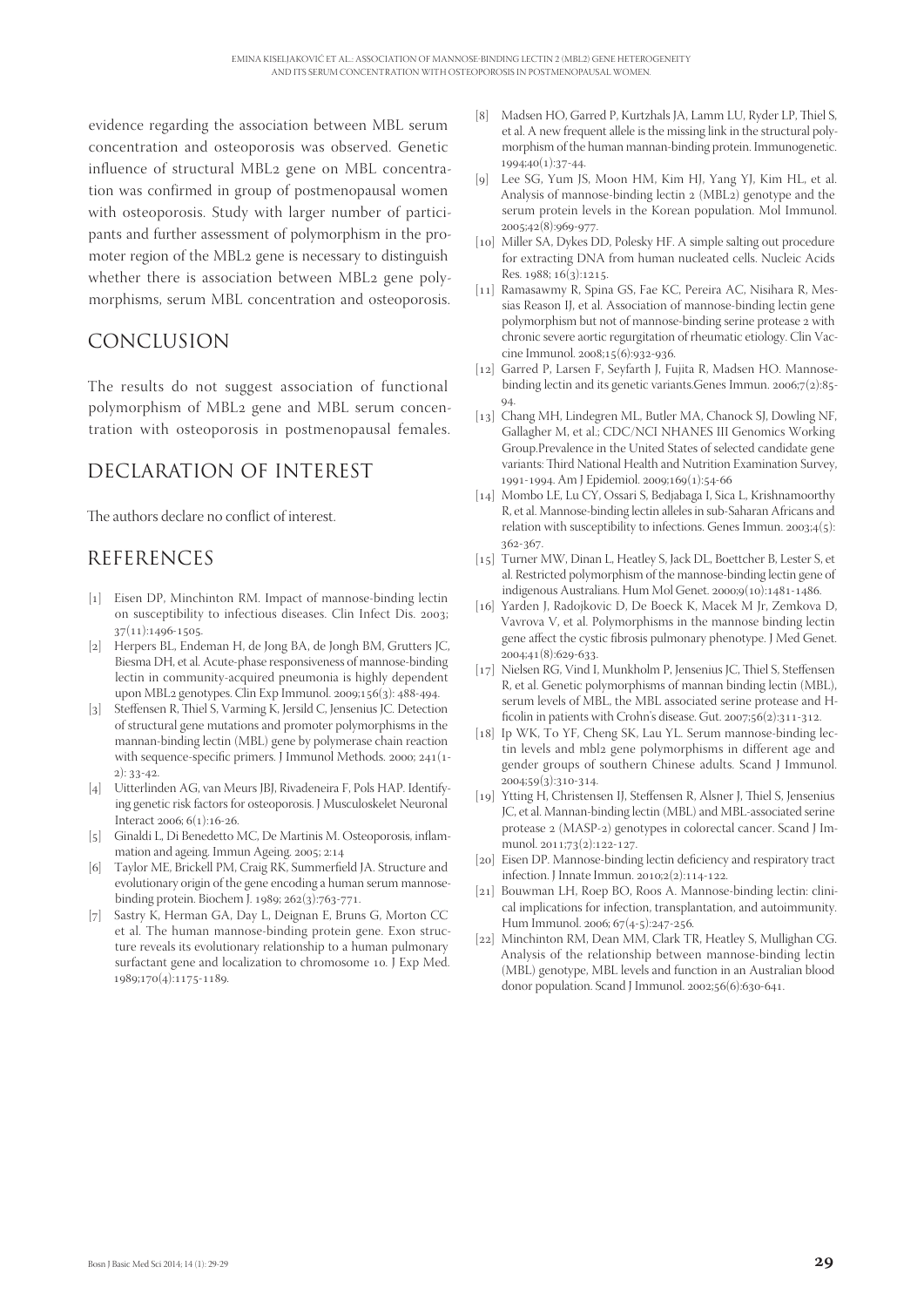evidence regarding the association between MBL serum concentration and osteoporosis was observed. Genetic influence of structural MBL2 gene on MBL concentration was confirmed in group of postmenopausal women with osteoporosis. Study with larger number of participants and further assessment of polymorphism in the promoter region of the MBL2 gene is necessary to distinguish whether there is association between MBL2 gene polymorphisms, serum MBL concentration and osteoporosis.

## CONCLUSION

The results do not suggest association of functional polymorphism of MBL2 gene and MBL serum concentration with osteoporosis in postmenopausal females.

## DECLARATION OF INTEREST

The authors declare no conflict of interest.

## REFERENCES

[1] Eisen DP, Minchinton RM. Impact of mannose-binding lectin on susceptibility to infectious diseases. Clin Infect Dis. 2003; 37(11):1496-1505.

[2] Herpers BL, Endeman H, de Jong BA, de Jongh BM, Grutters JC, Biesma DH, et al. Acute-phase responsiveness of mannose-binding lectin in community-acquired pneumonia is highly dependent upon MBL2 genotypes. Clin Exp Immunol. 2009;156(3): 488-494.

[3] Steffensen R, Thiel S, Varming K, Jersild C, Jensenius JC. Detection of structural gene mutations and promoter polymorphisms in the mannan-binding lectin (MBL) gene by polymerase chain reaction with sequence-specific primers. J Immunol Methods. 2000; 241(1-2): 33-42.

[4] Uitterlinden AG, van Meurs JBJ, Rivadeneira F, Pols HAP. Identifying genetic risk factors for osteoporosis. J Musculoskelet Neuronal Interact 2006; 6(1):16-26.

[5] Ginaldi L, Di Benedetto MC, De Martinis M. Osteoporosis, inflammation and ageing. Immun Ageing. 2005; 2:14

[6] Taylor ME, Brickell PM, Craig RK, Summerfield JA. Structure and evolutionary origin of the gene encoding a human serum mannose-binding protein. Biochem J. 1989; 262(3):763-771.

[7] Sastry K, Herman GA, Day L, Deignan E, Bruns G, Morton CC et al. The human mannose-binding protein gene. Exon structure reveals its evolutionary relationship to a human pulmonary surfactant gene and localization to chromosome 10. J Exp Med. 1989;170(4):1175-1189.

[8] Madsen HO, Garred P, Kurtzhals JA, Lamm LU, Ryder LP, Thiel S, et al. A new frequent allele is the missing link in the structural polymorphism of the human mannan-binding protein. Immunogenetic. 1994;40(1):37-44.

[9] Lee SG, Yum JS, Moon HM, Kim HJ, Yang YJ, Kim HL, et al. Analysis of mannose-binding lectin 2 (MBL2) genotype and the serum protein levels in the Korean population. Mol Immunol. 2005;42(8):969-977.

[10] Miller SA, Dykes DD, Polesky HF. A simple salting out procedure for extracting DNA from human nucleated cells. Nucleic Acids Res. 1988; 16(3):1215.

[11] Ramasawmy R, Spina GS, Fae KC, Pereira AC, Nisihara R, Messias Reason IJ, et al. Association of mannose-binding lectin gene polymorphism but not of mannose-binding serine protease 2 with chronic severe aortic regurgitation of rheumatic etiology. Clin Vaccine Immunol. 2008;15(6):932-936.

[12] Garred P, Larsen F, Seyfarth J, Fujita R, Madsen HO. Mannose-binding lectin and its genetic variants.Genes Immun. 2006;7(2):85-94.

[13] Chang MH, Lindegren ML, Butler MA, Chanock SJ, Dowling NF, Gallagher M, et al.; CDC/NCI NHANES III Genomics Working Group.Prevalence in the United States of selected candidate gene variants: Third National Health and Nutrition Examination Survey, 1991-1994. Am J Epidemiol. 2009;169(1):54-66

[14] Mombo LE, Lu CY, Ossari S, Bedjabaga I, Sica L, Krishnamoorthy R, et al. Mannose-binding lectin alleles in sub-Saharan Africans and relation with susceptibility to infections. Genes Immun. 2003;4(5): 362-367.

[15] Turner MW, Dinan L, Heatley S, Jack DL, Boettcher B, Lester S, et al. Restricted polymorphism of the mannose-binding lectin gene of indigenous Australians. Hum Mol Genet. 2000;9(10):1481-1486.

[16] Yarden J, Radojkovic D, De Boeck K, Macek M Jr, Zemkova D, Vavrova V, et al. Polymorphisms in the mannose binding lectin gene affect the cystic fibrosis pulmonary phenotype. J Med Genet. 2004;41(8):629-633.

[17] Nielsen RG, Vind I, Munkholm P, Jensenius JC, Thiel S, Steffensen R, et al. Genetic polymorphisms of mannan binding lectin (MBL), serum levels of MBL, the MBL associated serine protease and H-ficolin in patients with Crohn's disease. Gut. 2007;56(2):311-312.

[18] Ip WK, To YF, Cheng SK, Lau YL. Serum mannose-binding lectin levels and mbl2 gene polymorphisms in different age and gender groups of southern Chinese adults. Scand J Immunol. 2004;59(3):310-314.

[19] Ytting H, Christensen IJ, Steffensen R, Alsner J, Thiel S, Jensenius JC, et al. Mannan-binding lectin (MBL) and MBL-associated serine protease 2 (MASP-2) genotypes in colorectal cancer. Scand J Immunol. 2011;73(2):122-127.

[20] Eisen DP. Mannose-binding lectin deficiency and respiratory tract infection. J Innate Immun. 2010;2(2):114-122.

[21] Bouwman LH, Roep BO, Roos A. Mannose-binding lectin: clinical implications for infection, transplantation, and autoimmunity. Hum Immunol. 2006; 67(4-5):247-256.

[22] Minchinton RM, Dean MM, Clark TR, Heatley S, Mullighan CG. Analysis of the relationship between mannose-binding lectin (MBL) genotype, MBL levels and function in an Australian blood donor population. Scand J Immunol. 2002;56(6):630-641.